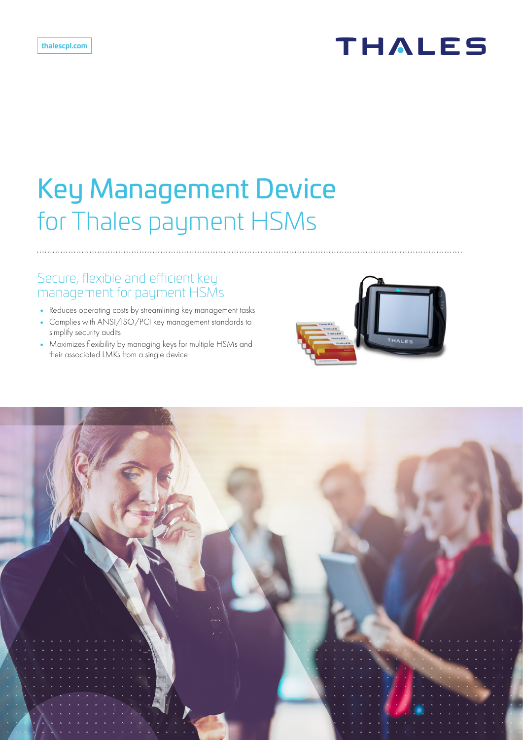thalescpl.com

# Key Management Device for Thales payment HSMs

## Secure, flexible and efficient key management for payment HSMs

- Reduces operating costs by streamlining key management tasks
- Complies with ANSI/ISO/PCI key management standards to simplify security audits
- Maximizes flexibility by managing keys for multiple HSMs and their associated LMKs from a single device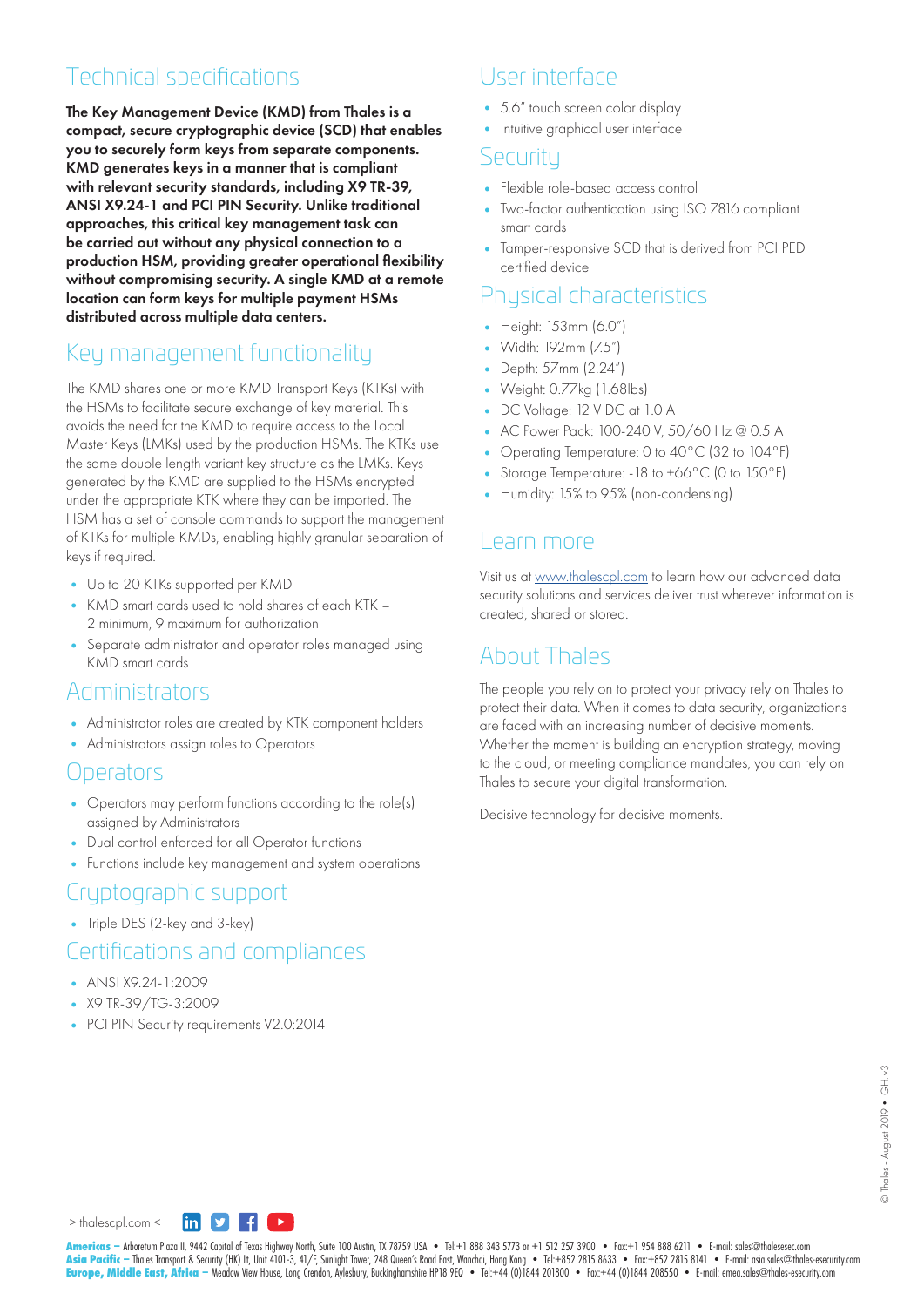## Technical specifications

**The Key Management Device (KMD) from Thales is a compact, secure cryptographic device (SCD) that enables you to securely form keys from separate components. KMD generates keys in a manner that is compliant with relevant security standards, including X9 TR-39, ANSI X9.24-1 and PCI PIN Security. Unlike traditional approaches, this critical key management task can be carried out without any physical connection to a production HSM, providing greater operational flexibility without compromising security. A single KMD at a remote location can form keys for multiple payment HSMs distributed across multiple data centers.**

## Key management functionality

The KMD shares one or more KMD Transport Keys (KTKs) with the HSMs to facilitate secure exchange of key material. This avoids the need for the KMD to require access to the Local Master Keys (LMKs) used by the production HSMs. The KTKs use the same double length variant key structure as the LMKs. Keys generated by the KMD are supplied to the HSMs encrypted under the appropriate KTK where they can be imported. The HSM has a set of console commands to support the management of KTKs for multiple KMDs, enabling highly granular separation of keys if required.

- Up to 20 KTKs supported per KMD
- KMD smart cards used to hold shares of each KTK – 2 minimum, 9 maximum for authorization
- Separate administrator and operator roles managed using KMD smart cards

## Administrators

- Administrator roles are created by KTK component holders
- Administrators assign roles to Operators

## Operators

- Operators may perform functions according to the role(s) assigned by Administrators
- Dual control enforced for all Operator functions
- Functions include key management and system operations

## Cryptographic support

- Triple DES (2-key and 3-key)

## Certifications and compliances

- ANSI X9.24-1:2009
- X9 TR-39/TG-3:2009
- PCI PIN Security requirements V2.0:2014

## User interface

- 5.6" touch screen color display
- Intuitive graphical user interface

## Security

- Flexible role-based access control
- Two-factor authentication using ISO 7816 compliant smart cards
- Tamper-responsive SCD that is derived from PCI PED certified device

## Physical characteristics

- Height: 153mm (6.0")
- Width: 192mm (7.5")
- Depth: 57mm (2.24")
- Weight: 0.77kg (1.68lbs)
- DC Voltage: 12 V DC at 1.0 A
- AC Power Pack: 100-240 V, 50/60 Hz @ 0.5 A
- Operating Temperature: 0 to 40°C (32 to 104°F)
- Storage Temperature: -18 to +66°C (0 to 150°F)
- Humidity: 15% to 95% (non-condensing)

## Learn more

Visit us at www.thalescpl.com to learn how our advanced data security solutions and services deliver trust wherever information is created, shared or stored.

## About Thales

The people you rely on to protect your privacy rely on Thales to protect their data. When it comes to data security, organizations are faced with an increasing number of decisive moments. Whether the moment is building an encryption strategy, moving to the cloud, or meeting compliance mandates, you can rely on Thales to secure your digital transformation.

Decisive technology for decisive moments.

© Thales - August 2019 • GH, v3

> thalescpl.com <

**Americas –** Arboretum Plaza II, 9442 Capital of Texas Highway North, Suite 100 Austin, TX 78759 USA • Tel:+1 888 343 5773 or +1 512 257 3900 • Fax:+1 954 888 6211 • E-mail: sales@thalesesec.com
**Asia Pacific –** Thales Transport & Security (HK) Lt, Unit 4101-3, 41/F, Sunlight Tower, 248 Queen's Road East, Wanchai, Hong Kong • Tel:+852 2815 8633 • Fax:+852 2815 8141 • E-mail: asia.sales@thales-esecurity.com
**Europe, Middle East, Africa –** Meadow View House, Long Crendon, Aylesbury, Buckinghamshire HP18 9EQ • Tel:+44 (0)1844 201800 • Fax:+44 (0)1844 208550 • E-mail: emea.sales@thales-esecurity.com